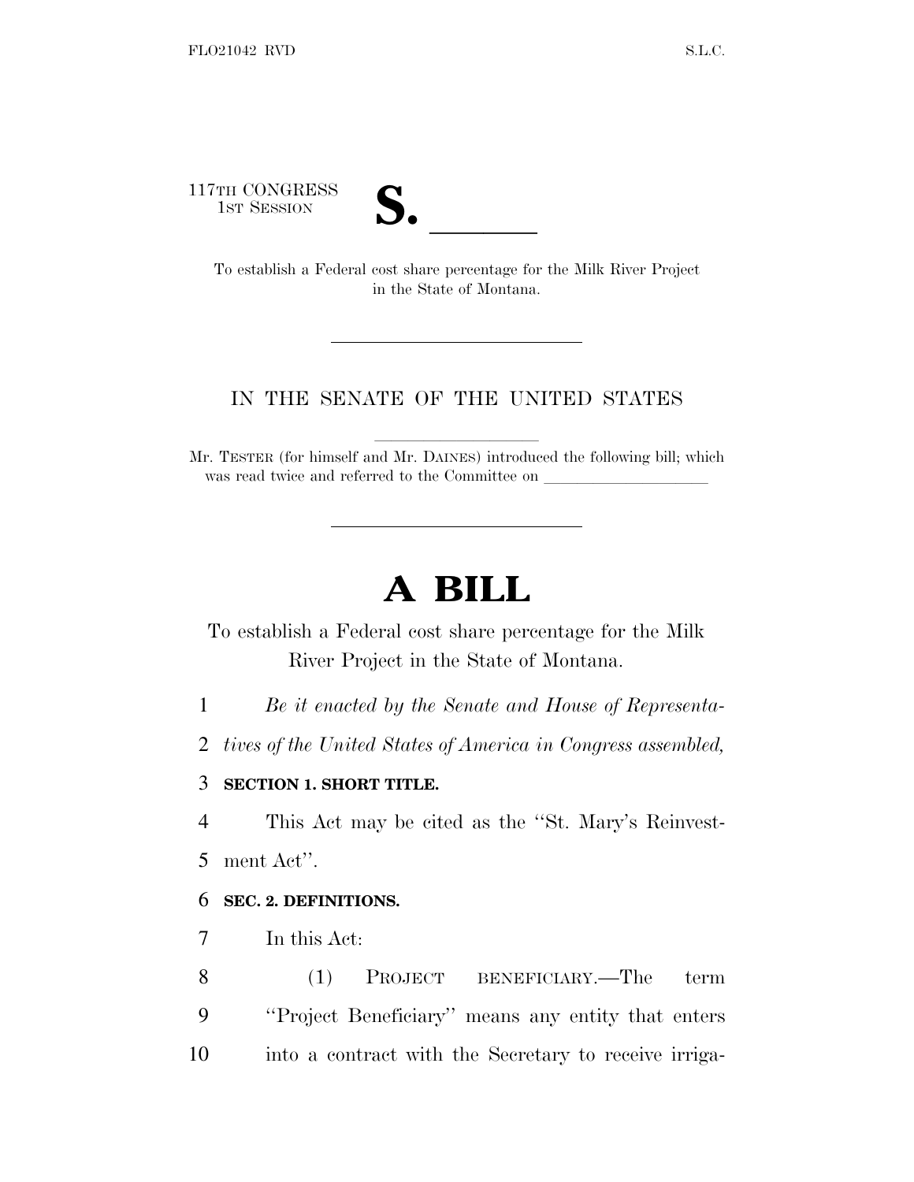117TH CONGRESS
1ST SESSION

# S. \_\_\_\_\_\_

To establish a Federal cost share percentage for the Milk River Project in the State of Montana.

---

IN THE SENATE OF THE UNITED STATES

Mr. TESTER (for himself and Mr. DAINES) introduced the following bill; which was read twice and referred to the Committee on \_\_\_\_\_\_\_\_\_\_\_\_\_\_\_\_\_\_\_\_

---

# A BILL

To establish a Federal cost share percentage for the Milk River Project in the State of Montana.

1 *Be it enacted by the Senate and House of Representa-*
2 *tives of the United States of America in Congress assembled,*

3 **SECTION 1. SHORT TITLE.**

4 This Act may be cited as the "St. Mary's Reinvest-
5 ment Act".

6 **SEC. 2. DEFINITIONS.**

7 In this Act:

8 (1) PROJECT BENEFICIARY.—The term
9 "Project Beneficiary" means any entity that enters
10 into a contract with the Secretary to receive irriga-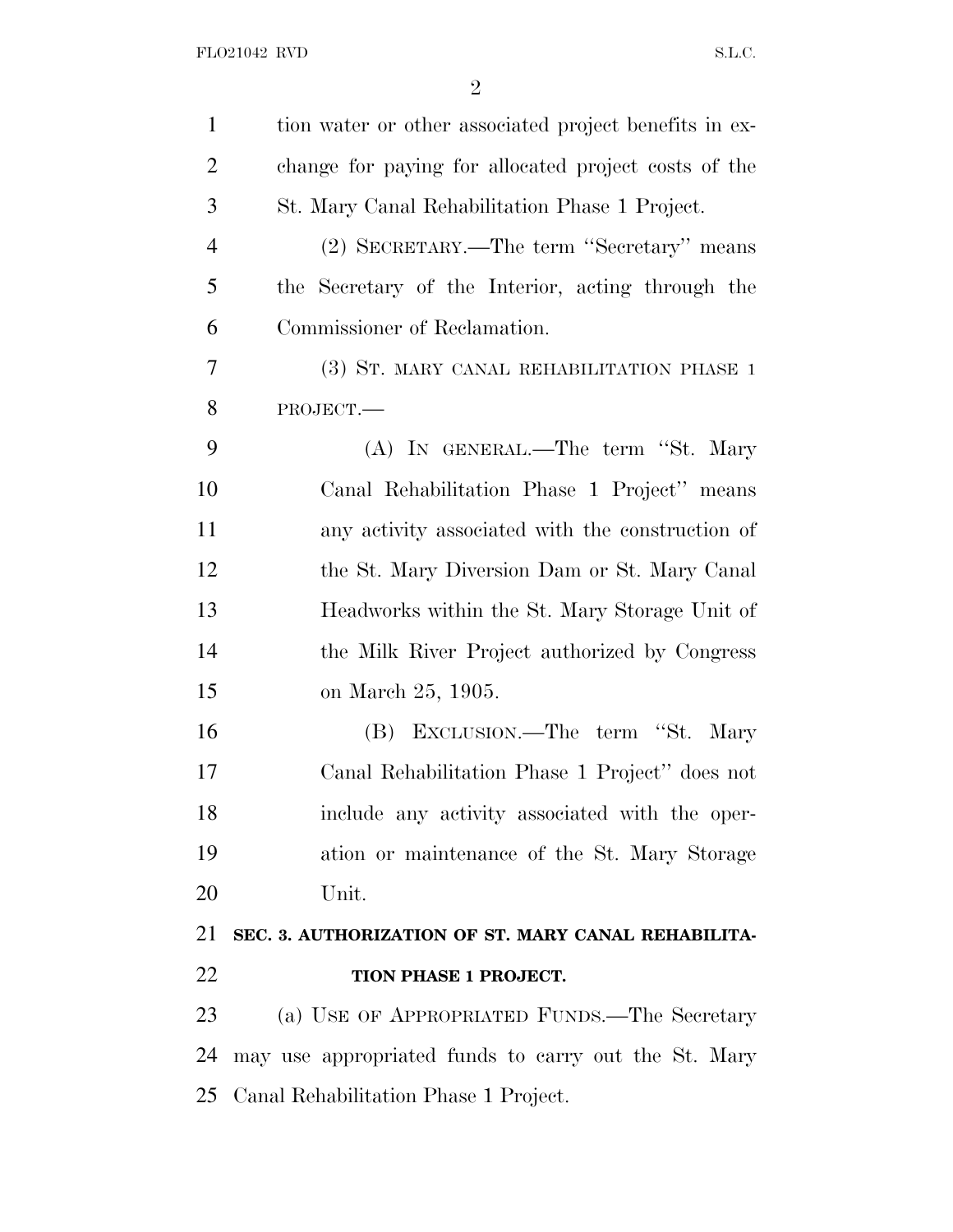tion water or other associated project benefits in exchange for paying for allocated project costs of the St. Mary Canal Rehabilitation Phase 1 Project.

(2) SECRETARY.—The term "Secretary" means the Secretary of the Interior, acting through the Commissioner of Reclamation.

(3) ST. MARY CANAL REHABILITATION PHASE 1 PROJECT.—

(A) IN GENERAL.—The term "St. Mary Canal Rehabilitation Phase 1 Project" means any activity associated with the construction of the St. Mary Diversion Dam or St. Mary Canal Headworks within the St. Mary Storage Unit of the Milk River Project authorized by Congress on March 25, 1905.

(B) EXCLUSION.—The term "St. Mary Canal Rehabilitation Phase 1 Project" does not include any activity associated with the operation or maintenance of the St. Mary Storage Unit.

## SEC. 3. AUTHORIZATION OF ST. MARY CANAL REHABILITATION PHASE 1 PROJECT.

(a) USE OF APPROPRIATED FUNDS.—The Secretary may use appropriated funds to carry out the St. Mary Canal Rehabilitation Phase 1 Project.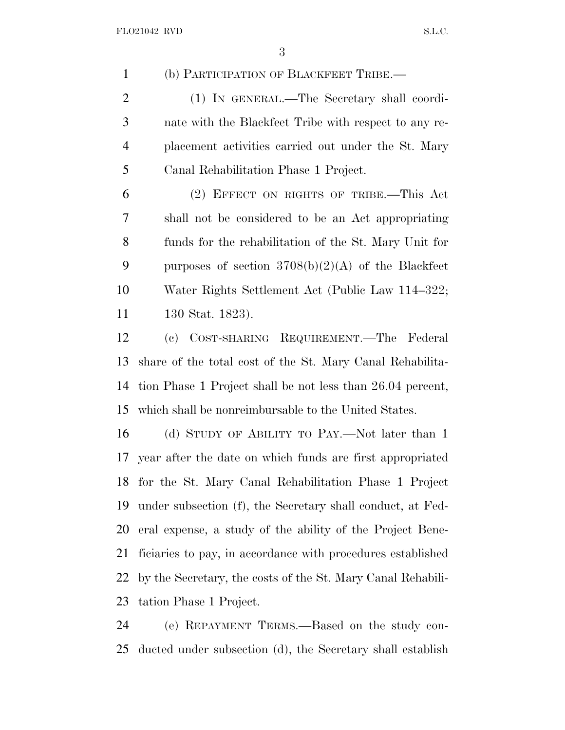(b) PARTICIPATION OF BLACKFEET TRIBE.—

(1) IN GENERAL.—The Secretary shall coordinate with the Blackfeet Tribe with respect to any replacement activities carried out under the St. Mary Canal Rehabilitation Phase 1 Project.

(2) EFFECT ON RIGHTS OF TRIBE.—This Act shall not be considered to be an Act appropriating funds for the rehabilitation of the St. Mary Unit for purposes of section 3708(b)(2)(A) of the Blackfeet Water Rights Settlement Act (Public Law 114–322; 130 Stat. 1823).

(c) COST-SHARING REQUIREMENT.—The Federal share of the total cost of the St. Mary Canal Rehabilitation Phase 1 Project shall be not less than 26.04 percent, which shall be nonreimbursable to the United States.

(d) STUDY OF ABILITY TO PAY.—Not later than 1 year after the date on which funds are first appropriated for the St. Mary Canal Rehabilitation Phase 1 Project under subsection (f), the Secretary shall conduct, at Federal expense, a study of the ability of the Project Beneficiaries to pay, in accordance with procedures established by the Secretary, the costs of the St. Mary Canal Rehabilitation Phase 1 Project.

(e) REPAYMENT TERMS.—Based on the study conducted under subsection (d), the Secretary shall establish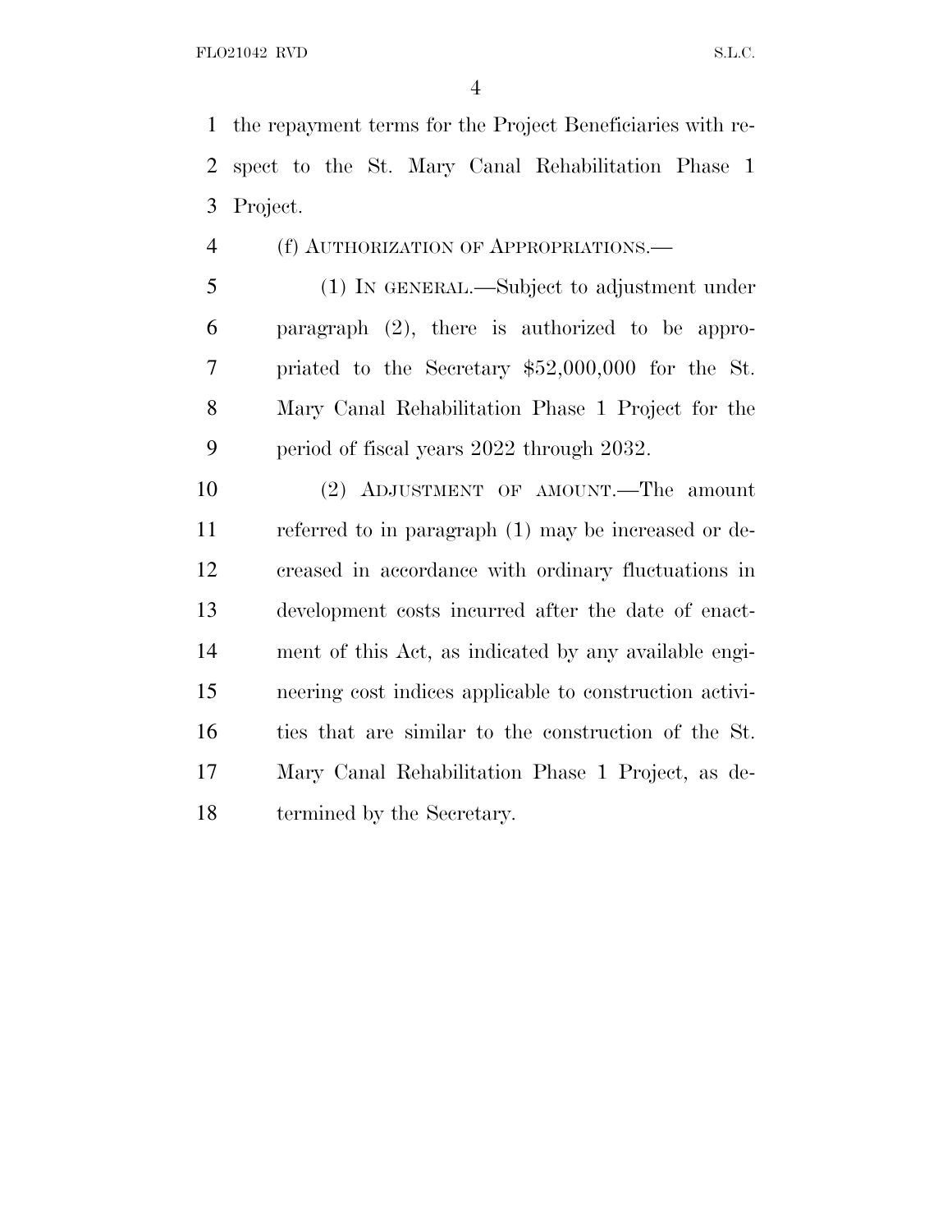the repayment terms for the Project Beneficiaries with respect to the St. Mary Canal Rehabilitation Phase 1 Project.

(f) AUTHORIZATION OF APPROPRIATIONS.—

(1) IN GENERAL.—Subject to adjustment under paragraph (2), there is authorized to be appropriated to the Secretary $52,000,000 for the St. Mary Canal Rehabilitation Phase 1 Project for the period of fiscal years 2022 through 2032.

(2) ADJUSTMENT OF AMOUNT.—The amount referred to in paragraph (1) may be increased or decreased in accordance with ordinary fluctuations in development costs incurred after the date of enactment of this Act, as indicated by any available engineering cost indices applicable to construction activities that are similar to the construction of the St. Mary Canal Rehabilitation Phase 1 Project, as determined by the Secretary.